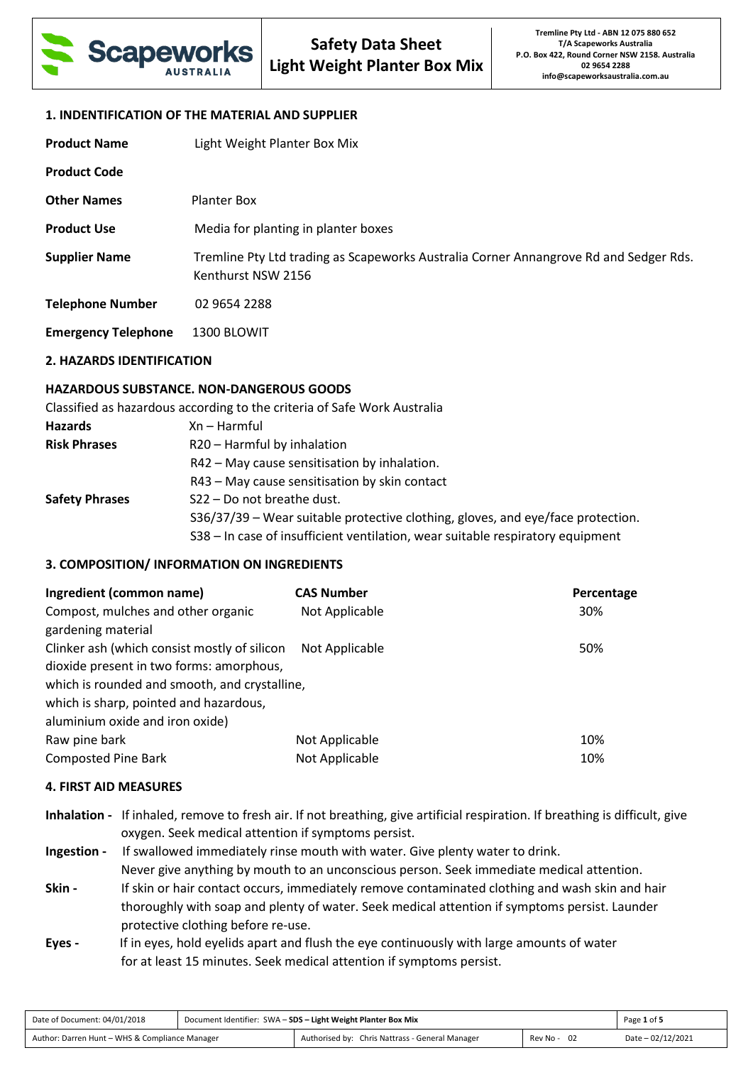# Safety Data Sheet
# Light Weight Planter Box Mix

Tremline Pty Ltd - ABN 12 075 880 652
T/A Scapeworks Australia
P.O. Box 422, Round Corner NSW 2158. Australia
02 9654 2288
info@scapeworksaustralia.com.au

## 1. INDENTIFICATION OF THE MATERIAL AND SUPPLIER

| | |
|---|---|
| **Product Name** | Light Weight Planter Box Mix |
| **Product Code** | |
| **Other Names** | Planter Box |
| **Product Use** | Media for planting in planter boxes |
| **Supplier Name** | Tremline Pty Ltd trading as Scapeworks Australia Corner Annangrove Rd and Sedger Rds. Kenthurst NSW 2156 |
| **Telephone Number** | 02 9654 2288 |
| **Emergency Telephone** | 1300 BLOWIT |

## 2. HAZARDS IDENTIFICATION

### HAZARDOUS SUBSTANCE. NON-DANGEROUS GOODS

Classified as hazardous according to the criteria of Safe Work Australia

**Hazards** Xn – Harmful

**Risk Phrases**
R20 – Harmful by inhalation
R42 – May cause sensitisation by inhalation.
R43 – May cause sensitisation by skin contact

**Safety Phrases**
S22 – Do not breathe dust.
S36/37/39 – Wear suitable protective clothing, gloves, and eye/face protection.
S38 – In case of insufficient ventilation, wear suitable respiratory equipment

## 3. COMPOSITION/ INFORMATION ON INGREDIENTS

| Ingredient (common name) | CAS Number | Percentage |
|---|---|---|
| Compost, mulches and other organic gardening material | Not Applicable | 30% |
| Clinker ash (which consist mostly of silicon dioxide present in two forms: amorphous, which is rounded and smooth, and crystalline, which is sharp, pointed and hazardous, aluminium oxide and iron oxide) | Not Applicable | 50% |
| Raw pine bark | Not Applicable | 10% |
| Composted Pine Bark | Not Applicable | 10% |

## 4. FIRST AID MEASURES

**Inhalation -** If inhaled, remove to fresh air. If not breathing, give artificial respiration. If breathing is difficult, give oxygen. Seek medical attention if symptoms persist.

**Ingestion -** If swallowed immediately rinse mouth with water. Give plenty water to drink. Never give anything by mouth to an unconscious person. Seek immediate medical attention.

**Skin -** If skin or hair contact occurs, immediately remove contaminated clothing and wash skin and hair thoroughly with soap and plenty of water. Seek medical attention if symptoms persist. Launder protective clothing before re-use.

**Eyes -** If in eyes, hold eyelids apart and flush the eye continuously with large amounts of water for at least 15 minutes. Seek medical attention if symptoms persist.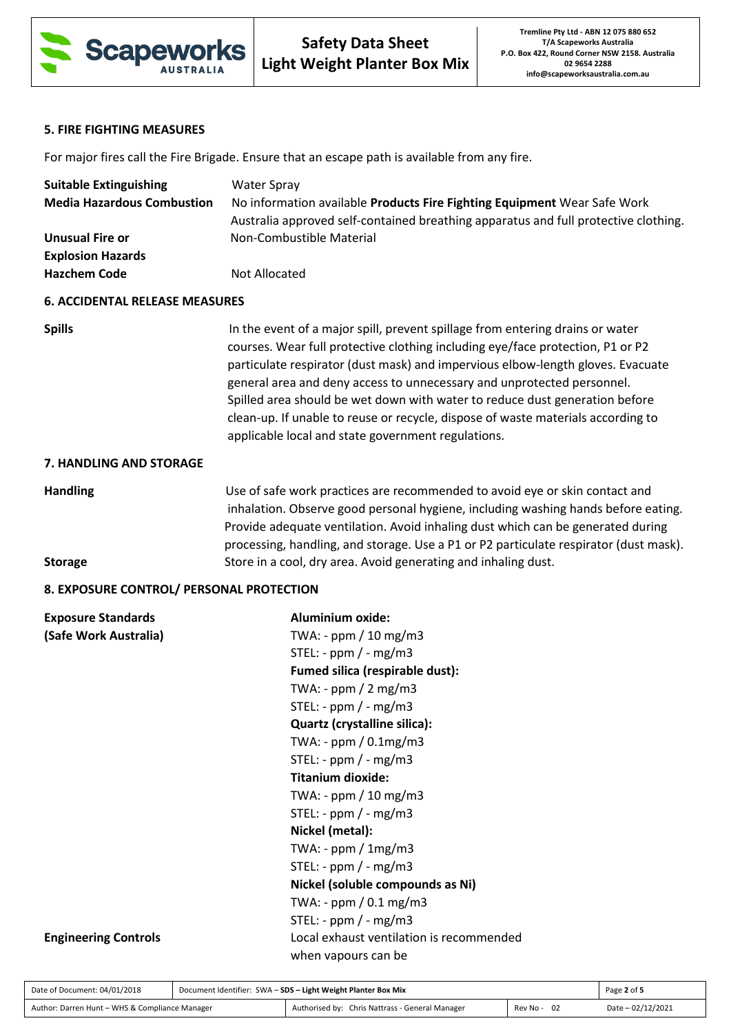## 5. FIRE FIGHTING MEASURES

For major fires call the Fire Brigade. Ensure that an escape path is available from any fire.

| | |
|---|---|
| **Suitable Extinguishing** | Water Spray |
| **Media Hazardous Combustion** | No information available **Products Fire Fighting Equipment** Wear Safe Work Australia approved self-contained breathing apparatus and full protective clothing. |
| **Unusual Fire or Explosion Hazards** | Non-Combustible Material |
| **Hazchem Code** | Not Allocated |

## 6. ACCIDENTAL RELEASE MEASURES

**Spills**

In the event of a major spill, prevent spillage from entering drains or water courses. Wear full protective clothing including eye/face protection, P1 or P2 particulate respirator (dust mask) and impervious elbow-length gloves. Evacuate general area and deny access to unnecessary and unprotected personnel. Spilled area should be wet down with water to reduce dust generation before clean-up. If unable to reuse or recycle, dispose of waste materials according to applicable local and state government regulations.

## 7. HANDLING AND STORAGE

**Handling**

Use of safe work practices are recommended to avoid eye or skin contact and inhalation. Observe good personal hygiene, including washing hands before eating. Provide adequate ventilation. Avoid inhaling dust which can be generated during processing, handling, and storage. Use a P1 or P2 particulate respirator (dust mask).

**Storage**

Store in a cool, dry area. Avoid generating and inhaling dust.

## 8. EXPOSURE CONTROL/ PERSONAL PROTECTION

**Exposure Standards (Safe Work Australia)**

**Aluminium oxide:**
TWA: - ppm / 10 mg/m3
STEL: - ppm / - mg/m3

**Fumed silica (respirable dust):**
TWA: - ppm / 2 mg/m3
STEL: - ppm / - mg/m3

**Quartz (crystalline silica):**
TWA: - ppm / 0.1mg/m3
STEL: - ppm / - mg/m3

**Titanium dioxide:**
TWA: - ppm / 10 mg/m3
STEL: - ppm / - mg/m3

**Nickel (metal):**
TWA: - ppm / 1mg/m3
STEL: - ppm / - mg/m3

**Nickel (soluble compounds as Ni)**
TWA: - ppm / 0.1 mg/m3
STEL: - ppm / - mg/m3

**Engineering Controls**

Local exhaust ventilation is recommended when vapours can be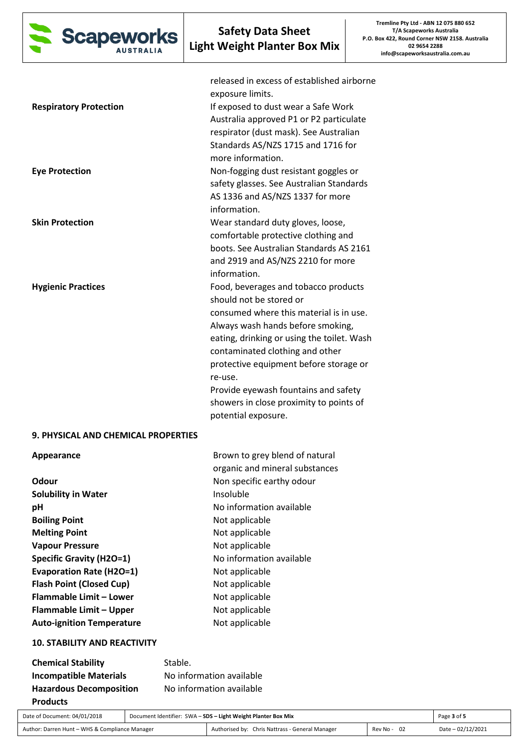released in excess of established airborne exposure limits.

**Respiratory Protection**
If exposed to dust wear a Safe Work Australia approved P1 or P2 particulate respirator (dust mask). See Australian Standards AS/NZS 1715 and 1716 for more information.

**Eye Protection**
Non-fogging dust resistant goggles or safety glasses. See Australian Standards AS 1336 and AS/NZS 1337 for more information.

**Skin Protection**
Wear standard duty gloves, loose, comfortable protective clothing and boots. See Australian Standards AS 2161 and 2919 and AS/NZS 2210 for more information.

**Hygienic Practices**
Food, beverages and tobacco products should not be stored or consumed where this material is in use. Always wash hands before smoking, eating, drinking or using the toilet. Wash contaminated clothing and other protective equipment before storage or re-use.
Provide eyewash fountains and safety showers in close proximity to points of potential exposure.

## 9. PHYSICAL AND CHEMICAL PROPERTIES

| | |
|---|---|
| **Appearance** | Brown to grey blend of natural organic and mineral substances |
| **Odour** | Non specific earthy odour |
| **Solubility in Water** | Insoluble |
| **pH** | No information available |
| **Boiling Point** | Not applicable |
| **Melting Point** | Not applicable |
| **Vapour Pressure** | Not applicable |
| **Specific Gravity ($H_2O$=1)** | No information available |
| **Evaporation Rate ($H_2O$=1)** | Not applicable |
| **Flash Point (Closed Cup)** | Not applicable |
| **Flammable Limit – Lower** | Not applicable |
| **Flammable Limit – Upper** | Not applicable |
| **Auto-ignition Temperature** | Not applicable |

## 10. STABILITY AND REACTIVITY

| | |
|---|---|
| **Chemical Stability** | Stable. |
| **Incompatible Materials** | No information available |
| **Hazardous Decomposition Products** | No information available |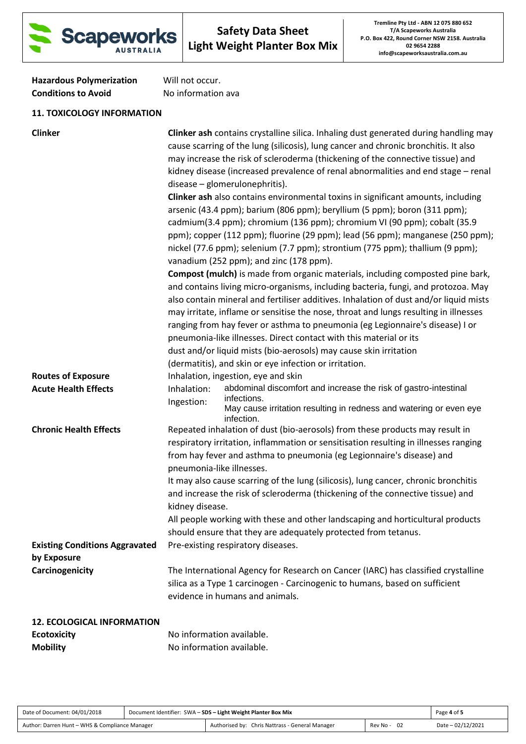**Hazardous Polymerization** Will not occur.
**Conditions to Avoid** No information ava

## 11. TOXICOLOGY INFORMATION

**Clinker**

**Clinker ash** contains crystalline silica. Inhaling dust generated during handling may cause scarring of the lung (silicosis), lung cancer and chronic bronchitis. It also may increase the risk of scleroderma (thickening of the connective tissue) and kidney disease (increased prevalence of renal abnormalities and end stage – renal disease – glomerulonephritis).

**Clinker ash** also contains environmental toxins in significant amounts, including arsenic (43.4 ppm); barium (806 ppm); beryllium (5 ppm); boron (311 ppm); cadmium(3.4 ppm); chromium (136 ppm); chromium VI (90 ppm); cobalt (35.9 ppm); copper (112 ppm); fluorine (29 ppm); lead (56 ppm); manganese (250 ppm); nickel (77.6 ppm); selenium (7.7 ppm); strontium (775 ppm); thallium (9 ppm); vanadium (252 ppm); and zinc (178 ppm).

**Compost (mulch)** is made from organic materials, including composted pine bark, and contains living micro-organisms, including bacteria, fungi, and protozoa. May also contain mineral and fertiliser additives. Inhalation of dust and/or liquid mists may irritate, inflame or sensitise the nose, throat and lungs resulting in illnesses ranging from hay fever or asthma to pneumonia (eg Legionnaire's disease) I or pneumonia-like illnesses. Direct contact with this material or its dust and/or liquid mists (bio-aerosols) may cause skin irritation (dermatitis), and skin or eye infection or irritation.

**Routes of Exposure** Inhalation, ingestion, eye and skin

**Acute Health Effects**

Inhalation: abdominal discomfort and increase the risk of gastro-intestinal infections.
Ingestion: May cause irritation resulting in redness and watering or even eye infection.

**Chronic Health Effects**

Repeated inhalation of dust (bio-aerosols) from these products may result in respiratory irritation, inflammation or sensitisation resulting in illnesses ranging from hay fever and asthma to pneumonia (eg Legionnaire's disease) and pneumonia-like illnesses.

It may also cause scarring of the lung (silicosis), lung cancer, chronic bronchitis and increase the risk of scleroderma (thickening of the connective tissue) and kidney disease.

All people working with these and other landscaping and horticultural products should ensure that they are adequately protected from tetanus.

**Existing Conditions Aggravated by Exposure** Pre-existing respiratory diseases.

**Carcinogenicity** The International Agency for Research on Cancer (IARC) has classified crystalline silica as a Type 1 carcinogen - Carcinogenic to humans, based on sufficient evidence in humans and animals.

## 12. ECOLOGICAL INFORMATION

**Ecotoxicity** No information available.
**Mobility** No information available.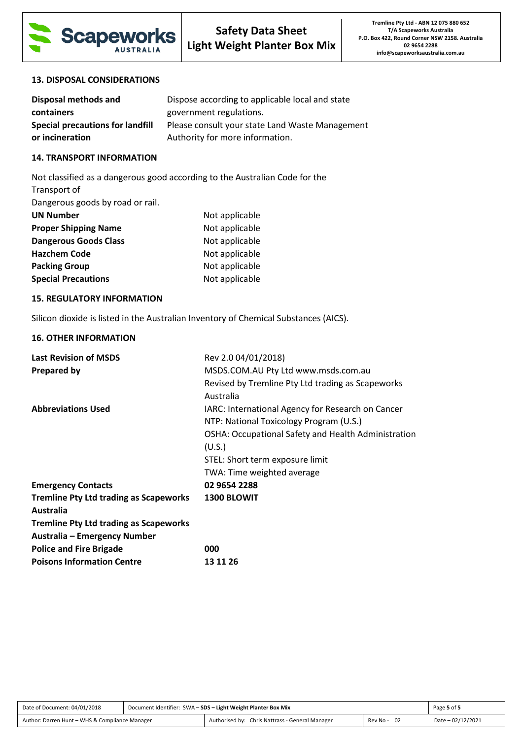## 13. DISPOSAL CONSIDERATIONS

| | |
|---|---|
| **Disposal methods and containers** | Dispose according to applicable local and state government regulations. |
| **Special precautions for landfill or incineration** | Please consult your state Land Waste Management Authority for more information. |

## 14. TRANSPORT INFORMATION

Not classified as a dangerous good according to the Australian Code for the Transport of Dangerous goods by road or rail.

| | |
|---|---|
| **UN Number** | Not applicable |
| **Proper Shipping Name** | Not applicable |
| **Dangerous Goods Class** | Not applicable |
| **Hazchem Code** | Not applicable |
| **Packing Group** | Not applicable |
| **Special Precautions** | Not applicable |

## 15. REGULATORY INFORMATION

Silicon dioxide is listed in the Australian Inventory of Chemical Substances (AICS).

## 16. OTHER INFORMATION

| | |
|---|---|
| **Last Revision of MSDS** | Rev 2.0 04/01/2018) |
| **Prepared by** | MSDS.COM.AU Pty Ltd www.msds.com.au<br>Revised by Tremline Pty Ltd trading as Scapeworks Australia |
| **Abbreviations Used** | IARC: International Agency for Research on Cancer<br>NTP: National Toxicology Program (U.S.)<br>OSHA: Occupational Safety and Health Administration (U.S.)<br>STEL: Short term exposure limit<br>TWA: Time weighted average |
| **Emergency Contacts** | **02 9654 2288** |
| **Tremline Pty Ltd trading as Scapeworks Australia** | **1300 BLOWIT** |
| **Tremline Pty Ltd trading as Scapeworks Australia – Emergency Number** | |
| **Police and Fire Brigade** | **000** |
| **Poisons Information Centre** | **13 11 26** |